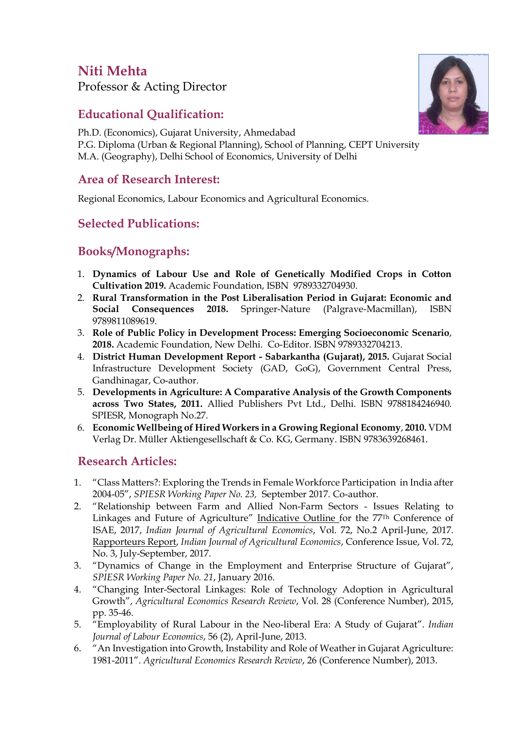# Niti Mehta

Professor & Acting Director

## Educational Qualification:

Ph.D. (Economics), Gujarat University, Ahmedabad
P.G. Diploma (Urban & Regional Planning), School of Planning, CEPT University
M.A. (Geography), Delhi School of Economics, University of Delhi

## Area of Research Interest:

Regional Economics, Labour Economics and Agricultural Economics.

## Selected Publications:

## Books/Monographs:

1. **Dynamics of Labour Use and Role of Genetically Modified Crops in Cotton Cultivation 2019.** Academic Foundation, ISBN 9789332704930.
2. **Rural Transformation in the Post Liberalisation Period in Gujarat: Economic and Social Consequences 2018.** Springer-Nature (Palgrave-Macmillan), ISBN 9789811089619.
3. **Role of Public Policy in Development Process: Emerging Socioeconomic Scenario, 2018.** Academic Foundation, New Delhi. Co-Editor. ISBN 9789332704213.
4. **District Human Development Report - Sabarkantha (Gujarat), 2015.** Gujarat Social Infrastructure Development Society (GAD, GoG), Government Central Press, Gandhinagar, Co-author.
5. **Developments in Agriculture: A Comparative Analysis of the Growth Components across Two States, 2011.** Allied Publishers Pvt Ltd., Delhi. ISBN 9788184246940. SPIESR, Monograph No.27.
6. **Economic Wellbeing of Hired Workers in a Growing Regional Economy, 2010.** VDM Verlag Dr. Müller Aktiengesellschaft & Co. KG, Germany. ISBN 9783639268461.

## Research Articles:

1. "Class Matters?: Exploring the Trends in Female Workforce Participation in India after 2004-05", *SPIESR Working Paper No. 23,* September 2017. Co-author.
2. "Relationship between Farm and Allied Non-Farm Sectors - Issues Relating to Linkages and Future of Agriculture" Indicative Outline for the 77Th Conference of ISAE, 2017, *Indian Journal of Agricultural Economics*, Vol. 72, No.2 April-June, 2017. Rapporteurs Report, *Indian Journal of Agricultural Economics*, Conference Issue, Vol. 72, No. 3, July-September, 2017.
3. "Dynamics of Change in the Employment and Enterprise Structure of Gujarat", *SPIESR Working Paper No. 21*, January 2016.
4. "Changing Inter-Sectoral Linkages: Role of Technology Adoption in Agricultural Growth", *Agricultural Economics Research Review*, Vol. 28 (Conference Number), 2015, pp. 35-46.
5. "Employability of Rural Labour in the Neo-liberal Era: A Study of Gujarat". *Indian Journal of Labour Economics*, 56 (2), April-June, 2013.
6. "An Investigation into Growth, Instability and Role of Weather in Gujarat Agriculture: 1981-2011". *Agricultural Economics Research Review*, 26 (Conference Number), 2013.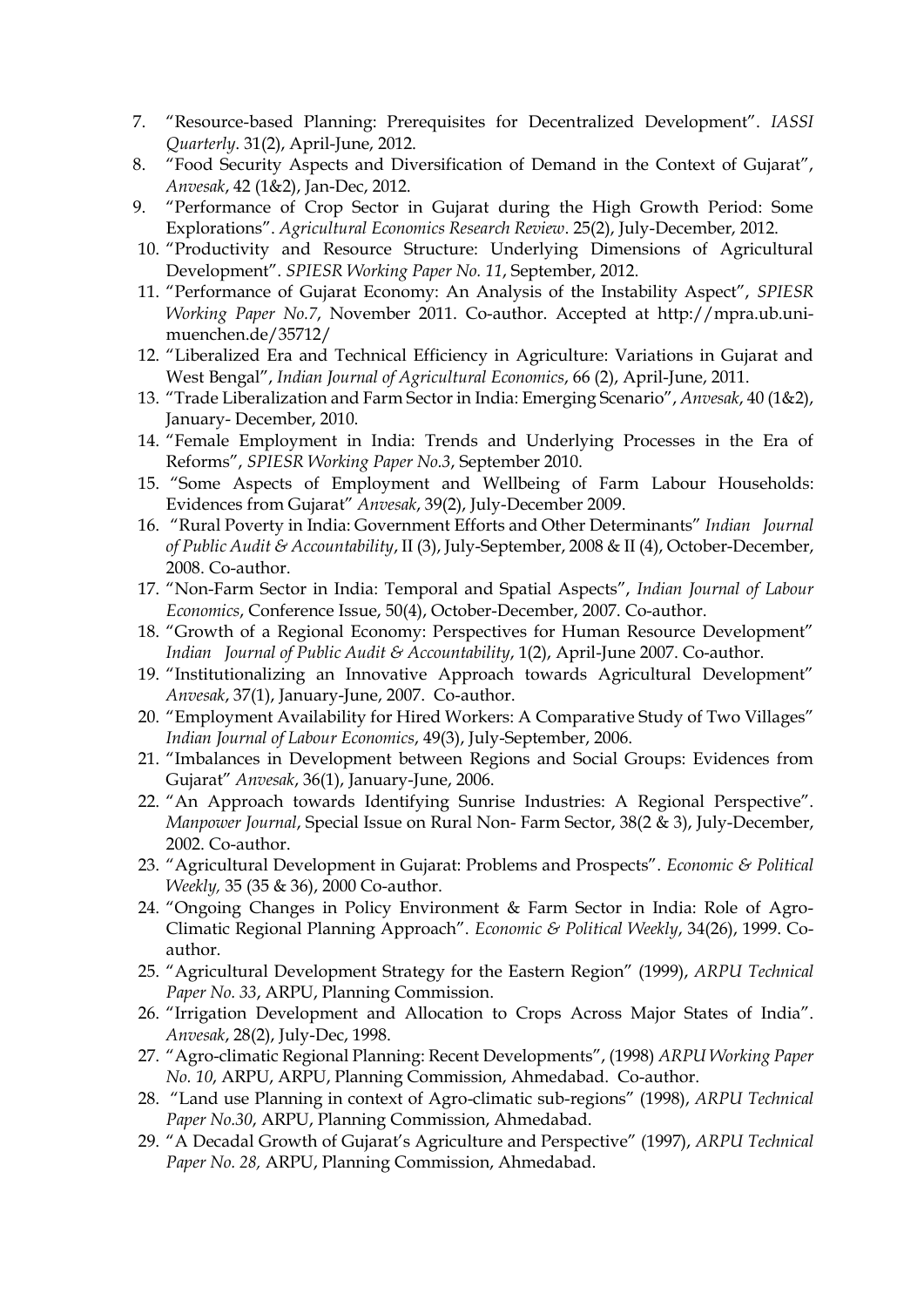7. "Resource-based Planning: Prerequisites for Decentralized Development". *IASSI Quarterly*. 31(2), April-June, 2012.
8. "Food Security Aspects and Diversification of Demand in the Context of Gujarat", *Anvesak*, 42 (1&2), Jan-Dec, 2012.
9. "Performance of Crop Sector in Gujarat during the High Growth Period: Some Explorations". *Agricultural Economics Research Review*. 25(2), July-December, 2012.
10. "Productivity and Resource Structure: Underlying Dimensions of Agricultural Development". *SPIESR Working Paper No. 11*, September, 2012.
11. "Performance of Gujarat Economy: An Analysis of the Instability Aspect", *SPIESR Working Paper No.7*, November 2011. Co-author. Accepted at http://mpra.ub.uni-muenchen.de/35712/
12. "Liberalized Era and Technical Efficiency in Agriculture: Variations in Gujarat and West Bengal", *Indian Journal of Agricultural Economics*, 66 (2), April-June, 2011.
13. "Trade Liberalization and Farm Sector in India: Emerging Scenario", *Anvesak*, 40 (1&2), January- December, 2010.
14. "Female Employment in India: Trends and Underlying Processes in the Era of Reforms", *SPIESR Working Paper No.3*, September 2010.
15. "Some Aspects of Employment and Wellbeing of Farm Labour Households: Evidences from Gujarat" *Anvesak*, 39(2), July-December 2009.
16. "Rural Poverty in India: Government Efforts and Other Determinants" *Indian Journal of Public Audit & Accountability*, II (3), July-September, 2008 & II (4), October-December, 2008. Co-author.
17. "Non-Farm Sector in India: Temporal and Spatial Aspects", *Indian Journal of Labour Economics*, Conference Issue, 50(4), October-December, 2007. Co-author.
18. "Growth of a Regional Economy: Perspectives for Human Resource Development" *Indian Journal of Public Audit & Accountability*, 1(2), April-June 2007. Co-author.
19. "Institutionalizing an Innovative Approach towards Agricultural Development" *Anvesak*, 37(1), January-June, 2007. Co-author.
20. "Employment Availability for Hired Workers: A Comparative Study of Two Villages" *Indian Journal of Labour Economics*, 49(3), July-September, 2006.
21. "Imbalances in Development between Regions and Social Groups: Evidences from Gujarat" *Anvesak*, 36(1), January-June, 2006.
22. "An Approach towards Identifying Sunrise Industries: A Regional Perspective". *Manpower Journal*, Special Issue on Rural Non- Farm Sector, 38(2 & 3), July-December, 2002. Co-author.
23. "Agricultural Development in Gujarat: Problems and Prospects". *Economic & Political Weekly,* 35 (35 & 36), 2000 Co-author.
24. "Ongoing Changes in Policy Environment & Farm Sector in India: Role of Agro-Climatic Regional Planning Approach". *Economic & Political Weekly*, 34(26), 1999. Co-author.
25. "Agricultural Development Strategy for the Eastern Region" (1999), *ARPU Technical Paper No. 33*, ARPU, Planning Commission.
26. "Irrigation Development and Allocation to Crops Across Major States of India". *Anvesak*, 28(2), July-Dec, 1998.
27. "Agro-climatic Regional Planning: Recent Developments", (1998) *ARPU Working Paper No. 10*, ARPU, ARPU, Planning Commission, Ahmedabad. Co-author.
28. "Land use Planning in context of Agro-climatic sub-regions" (1998), *ARPU Technical Paper No.30*, ARPU, Planning Commission, Ahmedabad.
29. "A Decadal Growth of Gujarat's Agriculture and Perspective" (1997), *ARPU Technical Paper No. 28,* ARPU, Planning Commission, Ahmedabad.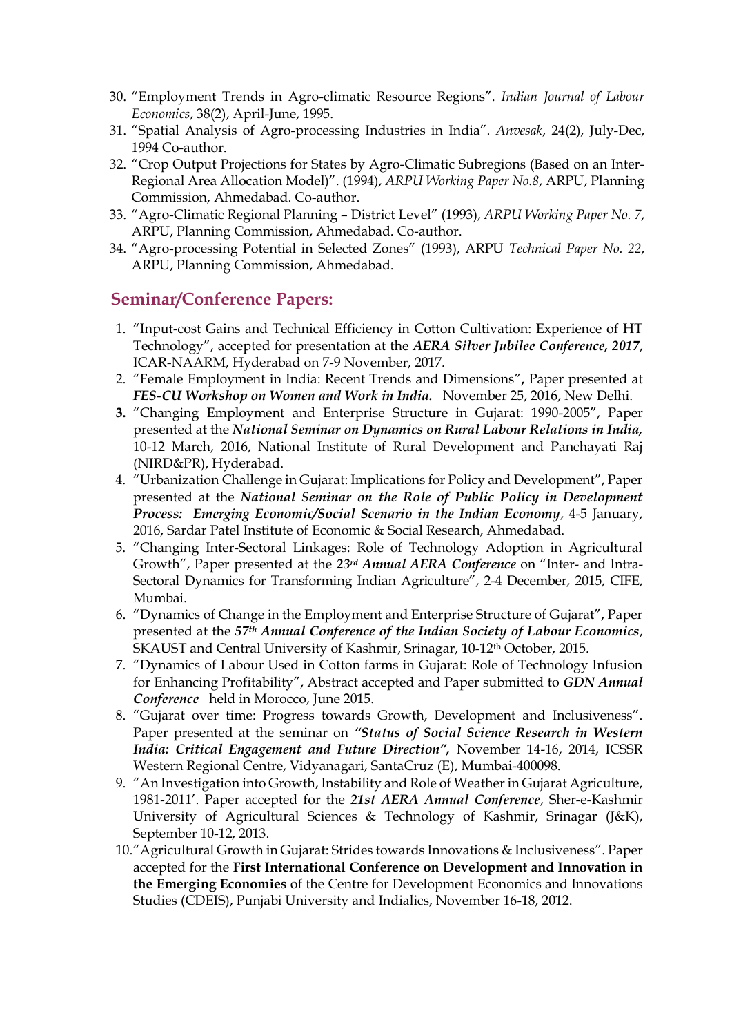30. "Employment Trends in Agro-climatic Resource Regions". *Indian Journal of Labour Economics*, 38(2), April-June, 1995.
31. "Spatial Analysis of Agro-processing Industries in India". *Anvesak*, 24(2), July-Dec, 1994 Co-author.
32. "Crop Output Projections for States by Agro-Climatic Subregions (Based on an Inter-Regional Area Allocation Model)". (1994), *ARPU Working Paper No.8*, ARPU, Planning Commission, Ahmedabad. Co-author.
33. "Agro-Climatic Regional Planning – District Level" (1993), *ARPU Working Paper No. 7*, ARPU, Planning Commission, Ahmedabad. Co-author.
34. "Agro-processing Potential in Selected Zones" (1993), ARPU *Technical Paper No. 22*, ARPU, Planning Commission, Ahmedabad.

## Seminar/Conference Papers:

1. "Input-cost Gains and Technical Efficiency in Cotton Cultivation: Experience of HT Technology", accepted for presentation at the ***AERA Silver Jubilee Conference, 2017***, ICAR-NAARM, Hyderabad on 7-9 November, 2017.
2. "Female Employment in India: Recent Trends and Dimensions"**,** Paper presented at ***FES-CU Workshop on Women and Work in India.*** November 25, 2016, New Delhi.
3. "Changing Employment and Enterprise Structure in Gujarat: 1990-2005", Paper presented at the ***National Seminar on Dynamics on Rural Labour Relations in India,*** 10-12 March, 2016, National Institute of Rural Development and Panchayati Raj (NIRD&PR), Hyderabad.
4. "Urbanization Challenge in Gujarat: Implications for Policy and Development", Paper presented at the ***National Seminar on the Role of Public Policy in Development Process: Emerging Economic/Social Scenario in the Indian Economy***, 4-5 January, 2016, Sardar Patel Institute of Economic & Social Research, Ahmedabad.
5. "Changing Inter-Sectoral Linkages: Role of Technology Adoption in Agricultural Growth", Paper presented at the ***23rd Annual AERA Conference*** on "Inter- and Intra-Sectoral Dynamics for Transforming Indian Agriculture", 2-4 December, 2015, CIFE, Mumbai.
6. "Dynamics of Change in the Employment and Enterprise Structure of Gujarat", Paper presented at the ***57th Annual Conference of the Indian Society of Labour Economics***, SKAUST and Central University of Kashmir, Srinagar, 10-12th October, 2015.
7. "Dynamics of Labour Used in Cotton farms in Gujarat: Role of Technology Infusion for Enhancing Profitability", Abstract accepted and Paper submitted to ***GDN Annual Conference*** held in Morocco, June 2015.
8. "Gujarat over time: Progress towards Growth, Development and Inclusiveness". Paper presented at the seminar on ***"Status of Social Science Research in Western India: Critical Engagement and Future Direction",*** November 14-16, 2014, ICSSR Western Regional Centre, Vidyanagari, SantaCruz (E), Mumbai-400098.
9. "An Investigation into Growth, Instability and Role of Weather in Gujarat Agriculture, 1981-2011'. Paper accepted for the ***21st AERA Annual Conference***, Sher-e-Kashmir University of Agricultural Sciences & Technology of Kashmir, Srinagar (J&K), September 10-12, 2013.
10. "Agricultural Growth in Gujarat: Strides towards Innovations & Inclusiveness". Paper accepted for the **First International Conference on Development and Innovation in the Emerging Economies** of the Centre for Development Economics and Innovations Studies (CDEIS), Punjabi University and Indialics, November 16-18, 2012.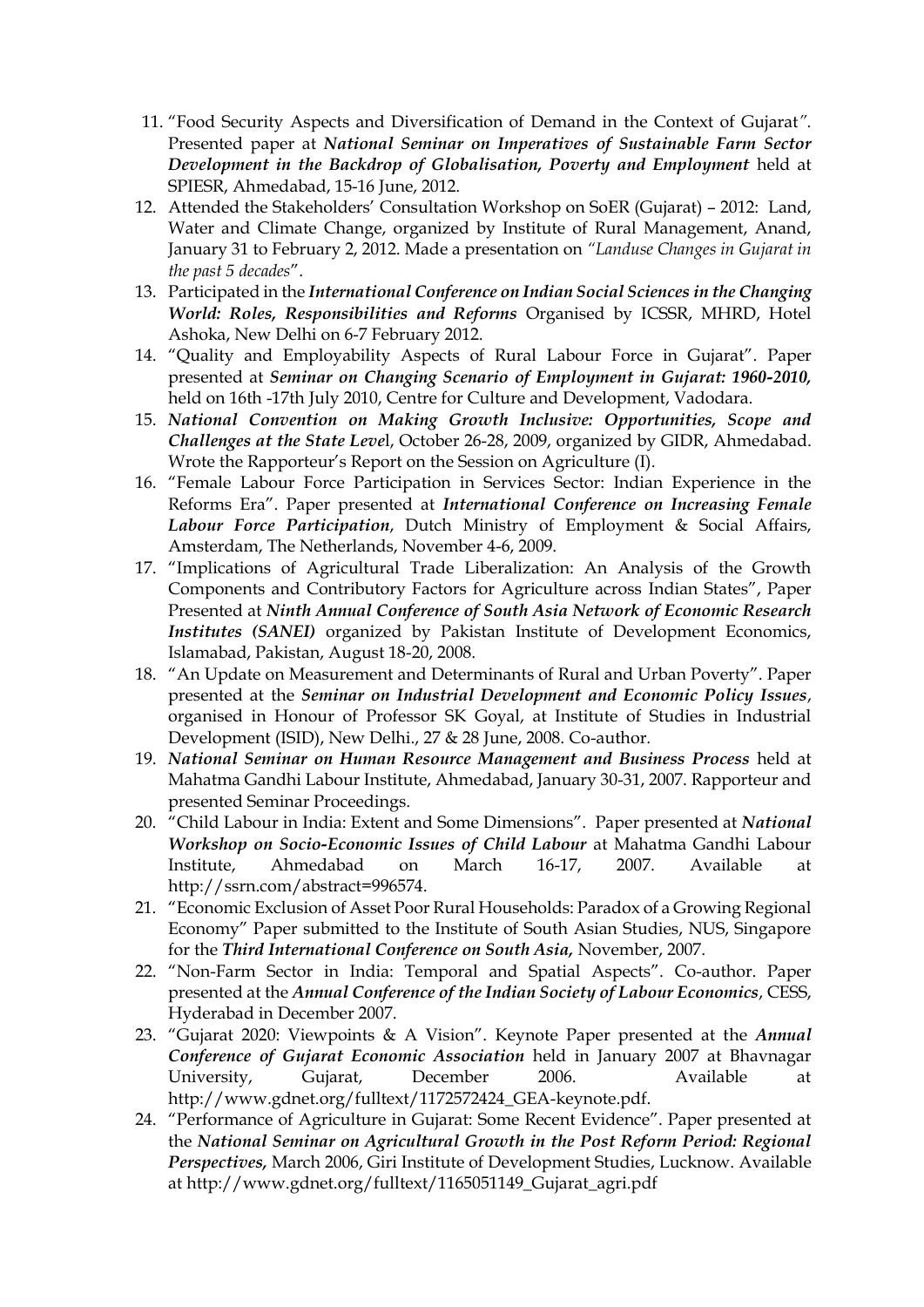11. "Food Security Aspects and Diversification of Demand in the Context of Gujarat". Presented paper at ***National Seminar on Imperatives of Sustainable Farm Sector Development in the Backdrop of Globalisation, Poverty and Employment*** held at SPIESR, Ahmedabad, 15-16 June, 2012.
12. Attended the Stakeholders' Consultation Workshop on SoER (Gujarat) – 2012: Land, Water and Climate Change, organized by Institute of Rural Management, Anand, January 31 to February 2, 2012. Made a presentation on *"Landuse Changes in Gujarat in the past 5 decades"*.
13. Participated in the ***International Conference on Indian Social Sciences in the Changing World: Roles, Responsibilities and Reforms*** Organised by ICSSR, MHRD, Hotel Ashoka, New Delhi on 6-7 February 2012.
14. "Quality and Employability Aspects of Rural Labour Force in Gujarat". Paper presented at ***Seminar on Changing Scenario of Employment in Gujarat: 1960-2010,*** held on 16th -17th July 2010, Centre for Culture and Development, Vadodara.
15. ***National Convention on Making Growth Inclusive: Opportunities, Scope and Challenges at the State Leve***l, October 26-28, 2009, organized by GIDR, Ahmedabad. Wrote the Rapporteur's Report on the Session on Agriculture (I).
16. "Female Labour Force Participation in Services Sector: Indian Experience in the Reforms Era". Paper presented at ***International Conference on Increasing Female Labour Force Participation***, Dutch Ministry of Employment & Social Affairs, Amsterdam, The Netherlands, November 4-6, 2009.
17. "Implications of Agricultural Trade Liberalization: An Analysis of the Growth Components and Contributory Factors for Agriculture across Indian States", Paper Presented at ***Ninth Annual Conference of South Asia Network of Economic Research Institutes (SANEI)*** organized by Pakistan Institute of Development Economics, Islamabad, Pakistan, August 18-20, 2008.
18. "An Update on Measurement and Determinants of Rural and Urban Poverty". Paper presented at the ***Seminar on Industrial Development and Economic Policy Issues***, organised in Honour of Professor SK Goyal, at Institute of Studies in Industrial Development (ISID), New Delhi., 27 & 28 June, 2008. Co-author.
19. ***National Seminar on Human Resource Management and Business Process*** held at Mahatma Gandhi Labour Institute, Ahmedabad, January 30-31, 2007. Rapporteur and presented Seminar Proceedings.
20. "Child Labour in India: Extent and Some Dimensions". Paper presented at ***National Workshop on Socio-Economic Issues of Child Labour*** at Mahatma Gandhi Labour Institute, Ahmedabad on March 16-17, 2007. Available at http://ssrn.com/abstract=996574.
21. "Economic Exclusion of Asset Poor Rural Households: Paradox of a Growing Regional Economy" Paper submitted to the Institute of South Asian Studies, NUS, Singapore for the ***Third International Conference on South Asia,*** November, 2007.
22. "Non-Farm Sector in India: Temporal and Spatial Aspects". Co-author. Paper presented at the ***Annual Conference of the Indian Society of Labour Economics***, CESS, Hyderabad in December 2007.
23. "Gujarat 2020: Viewpoints & A Vision". Keynote Paper presented at the ***Annual Conference of Gujarat Economic Association*** held in January 2007 at Bhavnagar University, Gujarat, December 2006. Available at http://www.gdnet.org/fulltext/1172572424_GEA-keynote.pdf.
24. "Performance of Agriculture in Gujarat: Some Recent Evidence". Paper presented at the ***National Seminar on Agricultural Growth in the Post Reform Period: Regional Perspectives,*** March 2006, Giri Institute of Development Studies, Lucknow. Available at http://www.gdnet.org/fulltext/1165051149_Gujarat_agri.pdf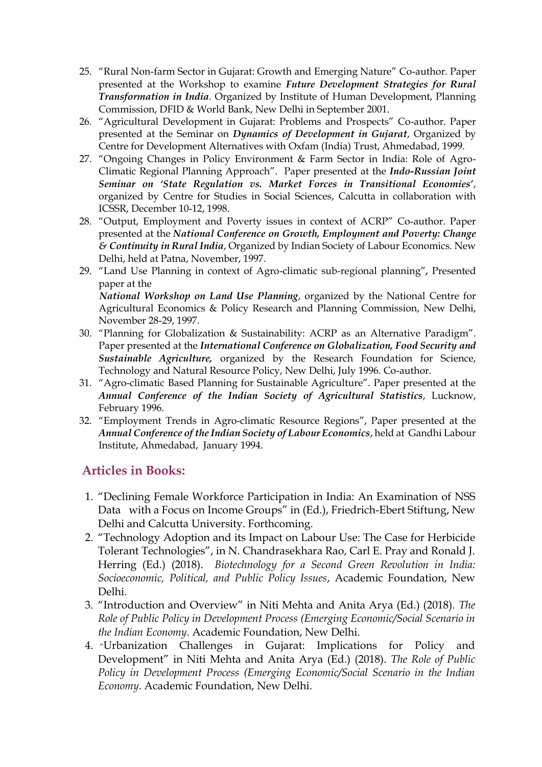25. "Rural Non-farm Sector in Gujarat: Growth and Emerging Nature" Co-author. Paper presented at the Workshop to examine ***Future Development Strategies for Rural Transformation in India***. Organized by Institute of Human Development, Planning Commission, DFID & World Bank, New Delhi in September 2001.
26. "Agricultural Development in Gujarat: Problems and Prospects" Co-author. Paper presented at the Seminar on ***Dynamics of Development in Gujarat***, Organized by Centre for Development Alternatives with Oxfam (India) Trust, Ahmedabad, 1999.
27. "Ongoing Changes in Policy Environment & Farm Sector in India: Role of Agro-Climatic Regional Planning Approach". Paper presented at the ***Indo-Russian Joint Seminar on 'State Regulation vs. Market Forces in Transitional Economies'***, organized by Centre for Studies in Social Sciences, Calcutta in collaboration with ICSSR, December 10-12, 1998.
28. "Output, Employment and Poverty issues in context of ACRP" Co-author. Paper presented at the ***National Conference on Growth, Employment and Poverty: Change & Continuity in Rural India***, Organized by Indian Society of Labour Economics. New Delhi, held at Patna, November, 1997.
29. "Land Use Planning in context of Agro-climatic sub-regional planning", Presented paper at the ***National Workshop on Land Use Planning***, organized by the National Centre for Agricultural Economics & Policy Research and Planning Commission, New Delhi, November 28-29, 1997.
30. "Planning for Globalization & Sustainability: ACRP as an Alternative Paradigm". Paper presented at the ***International Conference on Globalization, Food Security and Sustainable Agriculture***, organized by the Research Foundation for Science, Technology and Natural Resource Policy, New Delhi, July 1996. Co-author.
31. "Agro-climatic Based Planning for Sustainable Agriculture". Paper presented at the ***Annual Conference of the Indian Society of Agricultural Statistics***, Lucknow, February 1996.
32. "Employment Trends in Agro-climatic Resource Regions", Paper presented at the ***Annual Conference of the Indian Society of Labour Economics***, held at Gandhi Labour Institute, Ahmedabad, January 1994.

## Articles in Books:

1. "Declining Female Workforce Participation in India: An Examination of NSS Data with a Focus on Income Groups" in (Ed.), Friedrich-Ebert Stiftung, New Delhi and Calcutta University. Forthcoming.
2. "Technology Adoption and its Impact on Labour Use: The Case for Herbicide Tolerant Technologies", in N. Chandrasekhara Rao, Carl E. Pray and Ronald J. Herring (Ed.) (2018). *Biotechnology for a Second Green Revolution in India: Socioeconomic, Political, and Public Policy Issues*, Academic Foundation, New Delhi.
3. "Introduction and Overview" in Niti Mehta and Anita Arya (Ed.) (2018). *The Role of Public Policy in Development Process (Emerging Economic/Social Scenario in the Indian Economy*. Academic Foundation, New Delhi.
4. "Urbanization Challenges in Gujarat: Implications for Policy and Development" in Niti Mehta and Anita Arya (Ed.) (2018). *The Role of Public Policy in Development Process (Emerging Economic/Social Scenario in the Indian Economy*. Academic Foundation, New Delhi.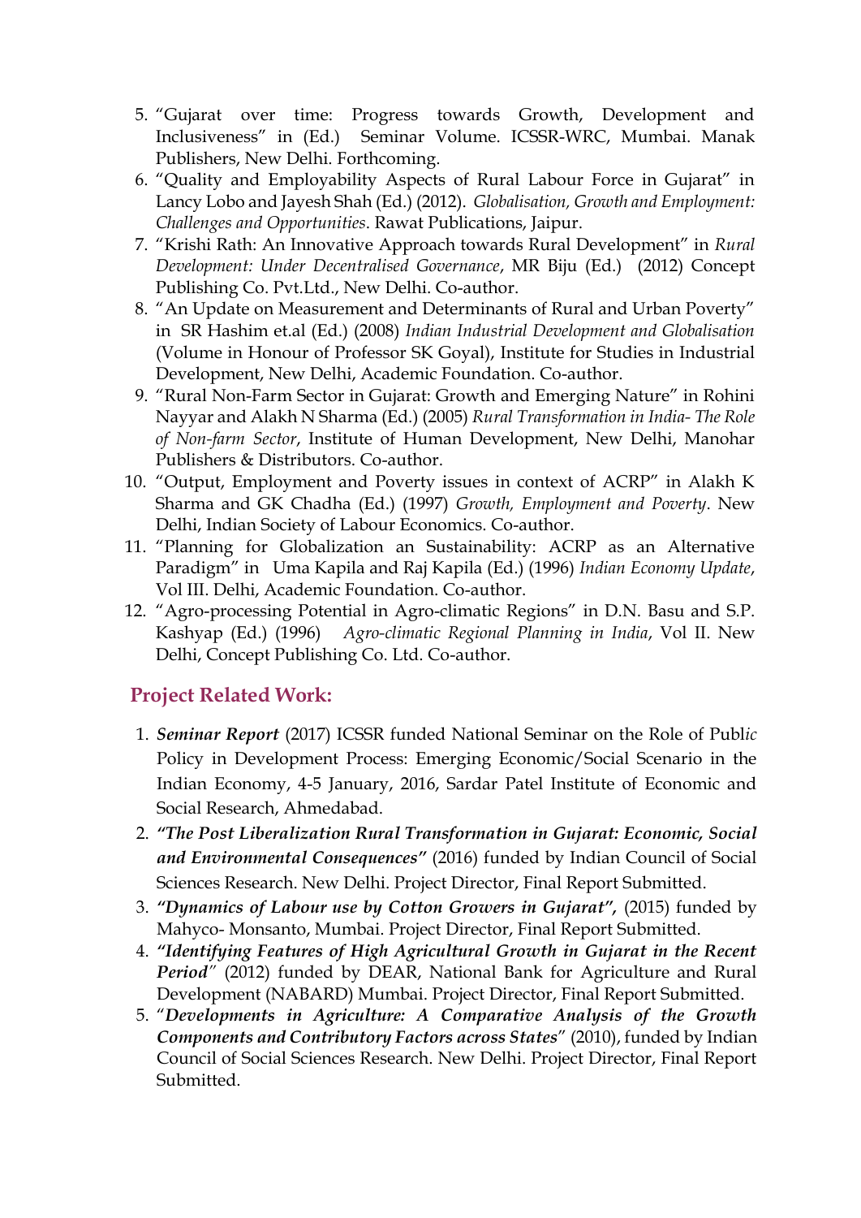5. "Gujarat over time: Progress towards Growth, Development and Inclusiveness" in (Ed.) Seminar Volume. ICSSR-WRC, Mumbai. Manak Publishers, New Delhi. Forthcoming.
6. "Quality and Employability Aspects of Rural Labour Force in Gujarat" in Lancy Lobo and Jayesh Shah (Ed.) (2012). *Globalisation, Growth and Employment: Challenges and Opportunities*. Rawat Publications, Jaipur.
7. "Krishi Rath: An Innovative Approach towards Rural Development" in *Rural Development: Under Decentralised Governance*, MR Biju (Ed.) (2012) Concept Publishing Co. Pvt.Ltd., New Delhi. Co-author.
8. "An Update on Measurement and Determinants of Rural and Urban Poverty" in SR Hashim et.al (Ed.) (2008) *Indian Industrial Development and Globalisation* (Volume in Honour of Professor SK Goyal), Institute for Studies in Industrial Development, New Delhi, Academic Foundation. Co-author.
9. "Rural Non-Farm Sector in Gujarat: Growth and Emerging Nature" in Rohini Nayyar and Alakh N Sharma (Ed.) (2005) *Rural Transformation in India- The Role of Non-farm Sector*, Institute of Human Development, New Delhi, Manohar Publishers & Distributors. Co-author.
10. "Output, Employment and Poverty issues in context of ACRP" in Alakh K Sharma and GK Chadha (Ed.) (1997) *Growth, Employment and Poverty*. New Delhi, Indian Society of Labour Economics. Co-author.
11. "Planning for Globalization an Sustainability: ACRP as an Alternative Paradigm" in Uma Kapila and Raj Kapila (Ed.) (1996) *Indian Economy Update*, Vol III. Delhi, Academic Foundation. Co-author.
12. "Agro-processing Potential in Agro-climatic Regions" in D.N. Basu and S.P. Kashyap (Ed.) (1996) *Agro-climatic Regional Planning in India*, Vol II. New Delhi, Concept Publishing Co. Ltd. Co-author.

## Project Related Work:

1. ***Seminar Report*** (2017) ICSSR funded National Seminar on the Role of Publ*ic* Policy in Development Process: Emerging Economic/Social Scenario in the Indian Economy, 4-5 January, 2016, Sardar Patel Institute of Economic and Social Research, Ahmedabad.
2. ***"The Post Liberalization Rural Transformation in Gujarat: Economic, Social and Environmental Consequences"*** (2016) funded by Indian Council of Social Sciences Research. New Delhi. Project Director, Final Report Submitted.
3. ***"Dynamics of Labour use by Cotton Growers in Gujarat",*** (2015) funded by Mahyco- Monsanto, Mumbai. Project Director, Final Report Submitted.
4. ***"Identifying Features of High Agricultural Growth in Gujarat in the Recent Period"*** (2012) funded by DEAR, National Bank for Agriculture and Rural Development (NABARD) Mumbai. Project Director, Final Report Submitted.
5. "***Developments in Agriculture: A Comparative Analysis of the Growth Components and Contributory Factors across States***" (2010), funded by Indian Council of Social Sciences Research. New Delhi. Project Director, Final Report Submitted.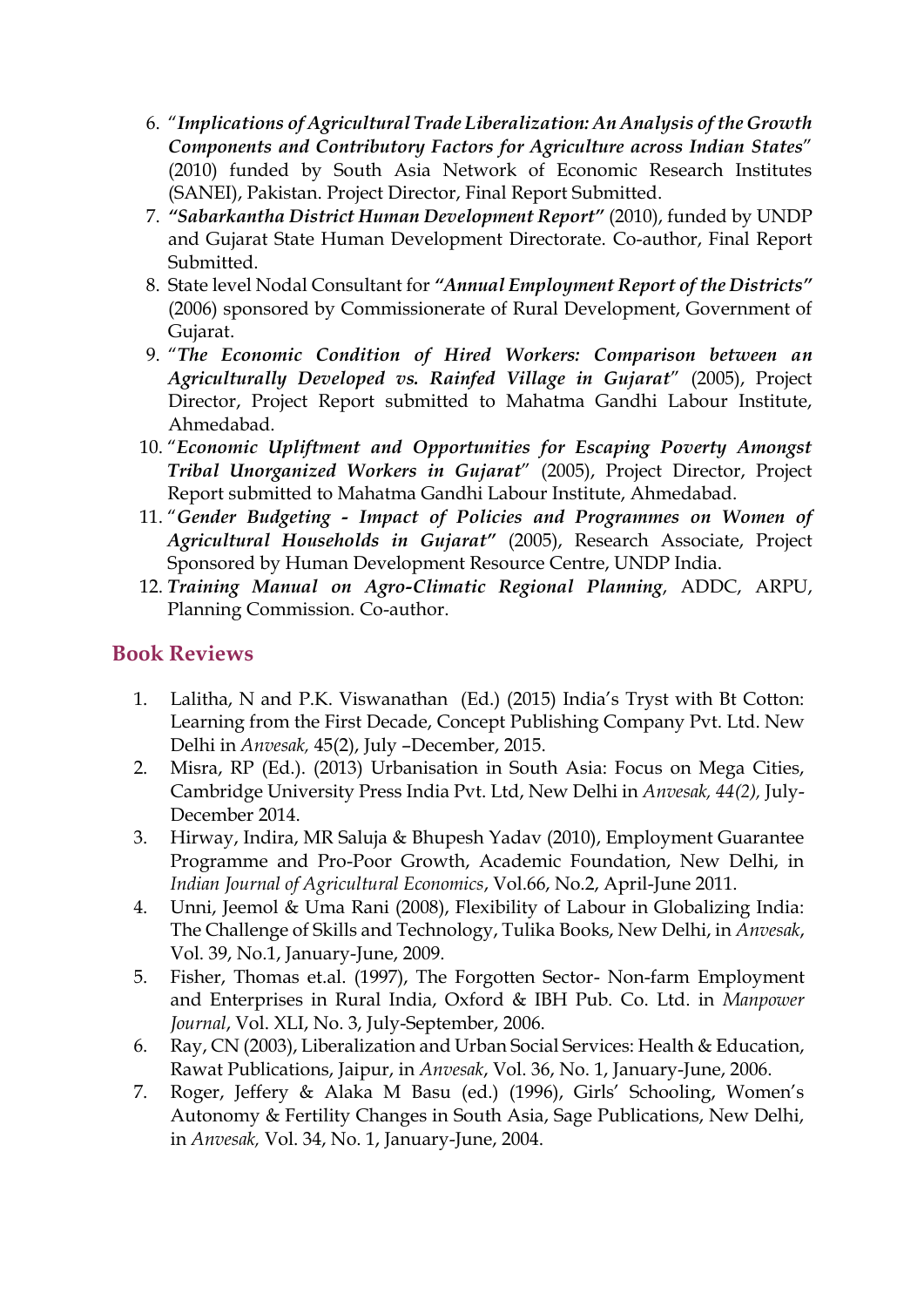6. "***Implications of Agricultural Trade Liberalization: An Analysis of the Growth Components and Contributory Factors for Agriculture across Indian States***" (2010) funded by South Asia Network of Economic Research Institutes (SANEI), Pakistan. Project Director, Final Report Submitted.
7. ***"Sabarkantha District Human Development Report"*** (2010), funded by UNDP and Gujarat State Human Development Directorate. Co-author, Final Report Submitted.
8. State level Nodal Consultant for ***"Annual Employment Report of the Districts"*** (2006) sponsored by Commissionerate of Rural Development, Government of Gujarat.
9. "***The Economic Condition of Hired Workers: Comparison between an Agriculturally Developed vs. Rainfed Village in Gujarat***" (2005), Project Director, Project Report submitted to Mahatma Gandhi Labour Institute, Ahmedabad.
10. "***Economic Upliftment and Opportunities for Escaping Poverty Amongst Tribal Unorganized Workers in Gujarat***" (2005), Project Director, Project Report submitted to Mahatma Gandhi Labour Institute, Ahmedabad.
11. "***Gender Budgeting - Impact of Policies and Programmes on Women of Agricultural Households in Gujarat"*** (2005), Research Associate, Project Sponsored by Human Development Resource Centre, UNDP India.
12. ***Training Manual on Agro-Climatic Regional Planning***, ADDC, ARPU, Planning Commission. Co-author.

## Book Reviews

1. Lalitha, N and P.K. Viswanathan (Ed.) (2015) India's Tryst with Bt Cotton: Learning from the First Decade, Concept Publishing Company Pvt. Ltd. New Delhi in *Anvesak,* 45(2), July –December, 2015.
2. Misra, RP (Ed.). (2013) Urbanisation in South Asia: Focus on Mega Cities, Cambridge University Press India Pvt. Ltd, New Delhi in *Anvesak, 44(2),* July-December 2014.
3. Hirway, Indira, MR Saluja & Bhupesh Yadav (2010), Employment Guarantee Programme and Pro-Poor Growth, Academic Foundation, New Delhi, in *Indian Journal of Agricultural Economics*, Vol.66, No.2, April-June 2011.
4. Unni, Jeemol & Uma Rani (2008), Flexibility of Labour in Globalizing India: The Challenge of Skills and Technology, Tulika Books, New Delhi, in *Anvesak*, Vol. 39, No.1, January-June, 2009.
5. Fisher, Thomas et.al. (1997), The Forgotten Sector- Non-farm Employment and Enterprises in Rural India, Oxford & IBH Pub. Co. Ltd. in *Manpower Journal*, Vol. XLI, No. 3, July-September, 2006.
6. Ray, CN (2003), Liberalization and Urban Social Services: Health & Education, Rawat Publications, Jaipur, in *Anvesak*, Vol. 36, No. 1, January-June, 2006.
7. Roger, Jeffery & Alaka M Basu (ed.) (1996), Girls' Schooling, Women's Autonomy & Fertility Changes in South Asia, Sage Publications, New Delhi, in *Anvesak,* Vol. 34, No. 1, January-June, 2004.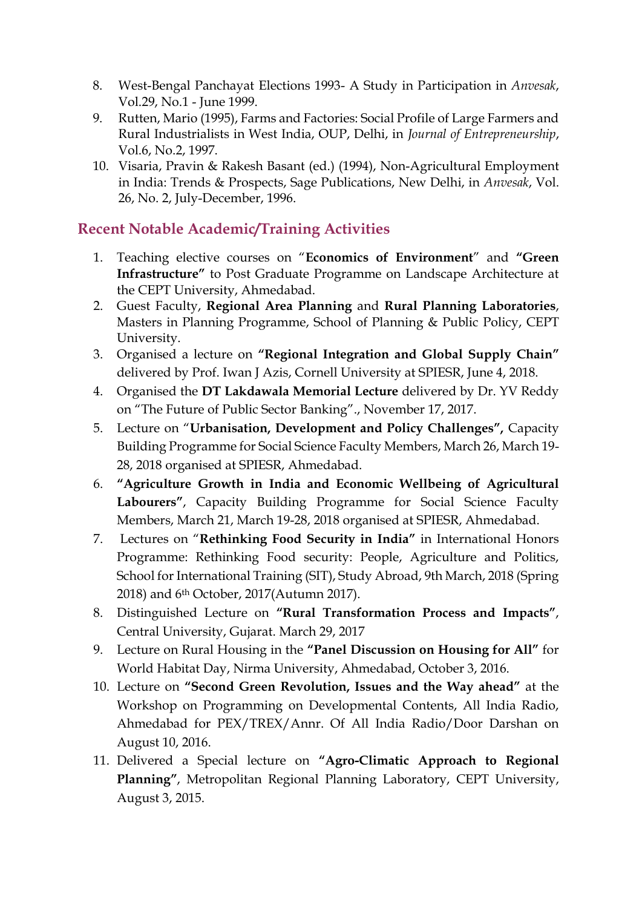8. West-Bengal Panchayat Elections 1993- A Study in Participation in *Anvesak*, Vol.29, No.1 - June 1999.
9. Rutten, Mario (1995), Farms and Factories: Social Profile of Large Farmers and Rural Industrialists in West India, OUP, Delhi, in *Journal of Entrepreneurship*, Vol.6, No.2, 1997.
10. Visaria, Pravin & Rakesh Basant (ed.) (1994), Non-Agricultural Employment in India: Trends & Prospects, Sage Publications, New Delhi, in *Anvesak*, Vol. 26, No. 2, July-December, 1996.

## Recent Notable Academic/Training Activities

1. Teaching elective courses on "**Economics of Environment**" and **"Green Infrastructure"** to Post Graduate Programme on Landscape Architecture at the CEPT University, Ahmedabad.
2. Guest Faculty, **Regional Area Planning** and **Rural Planning Laboratories**, Masters in Planning Programme, School of Planning & Public Policy, CEPT University.
3. Organised a lecture on **"Regional Integration and Global Supply Chain"** delivered by Prof. Iwan J Azis, Cornell University at SPIESR, June 4, 2018.
4. Organised the **DT Lakdawala Memorial Lecture** delivered by Dr. YV Reddy on "The Future of Public Sector Banking"., November 17, 2017.
5. Lecture on "**Urbanisation, Development and Policy Challenges",** Capacity Building Programme for Social Science Faculty Members, March 26, March 19-28, 2018 organised at SPIESR, Ahmedabad.
6. **"Agriculture Growth in India and Economic Wellbeing of Agricultural Labourers"**, Capacity Building Programme for Social Science Faculty Members, March 21, March 19-28, 2018 organised at SPIESR, Ahmedabad.
7. Lectures on "**Rethinking Food Security in India"** in International Honors Programme: Rethinking Food security: People, Agriculture and Politics, School for International Training (SIT), Study Abroad, 9th March, 2018 (Spring 2018) and 6th October, 2017(Autumn 2017).
8. Distinguished Lecture on **"Rural Transformation Process and Impacts"**, Central University, Gujarat. March 29, 2017
9. Lecture on Rural Housing in the **"Panel Discussion on Housing for All"** for World Habitat Day, Nirma University, Ahmedabad, October 3, 2016.
10. Lecture on **"Second Green Revolution, Issues and the Way ahead"** at the Workshop on Programming on Developmental Contents, All India Radio, Ahmedabad for PEX/TREX/Annr. Of All India Radio/Door Darshan on August 10, 2016.
11. Delivered a Special lecture on **"Agro-Climatic Approach to Regional Planning"**, Metropolitan Regional Planning Laboratory, CEPT University, August 3, 2015.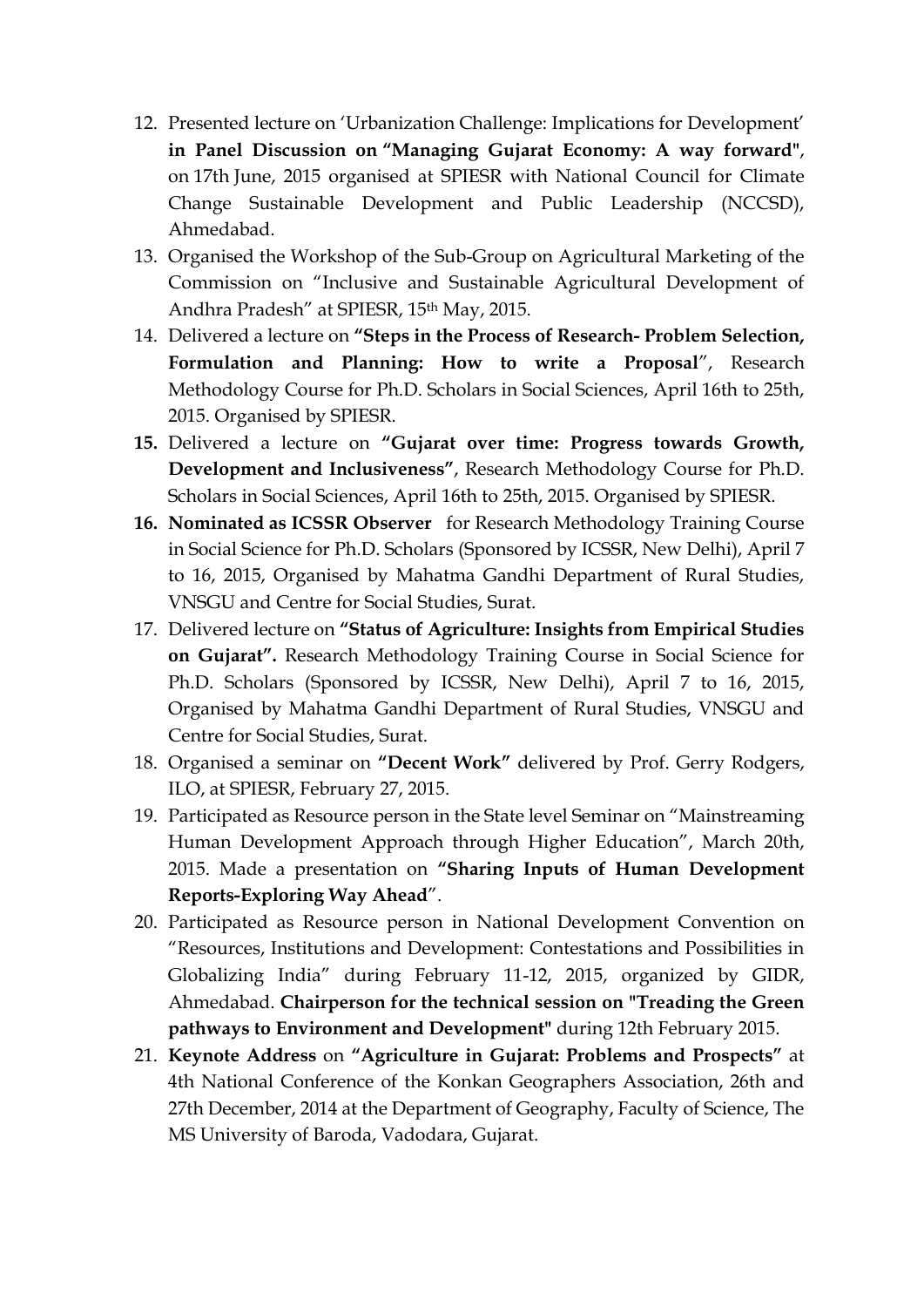12. Presented lecture on 'Urbanization Challenge: Implications for Development' **in Panel Discussion on "Managing Gujarat Economy: A way forward"**, on 17th June, 2015 organised at SPIESR with National Council for Climate Change Sustainable Development and Public Leadership (NCCSD), Ahmedabad.
13. Organised the Workshop of the Sub-Group on Agricultural Marketing of the Commission on "Inclusive and Sustainable Agricultural Development of Andhra Pradesh" at SPIESR, 15th May, 2015.
14. Delivered a lecture on **"Steps in the Process of Research- Problem Selection, Formulation and Planning: How to write a Proposal**", Research Methodology Course for Ph.D. Scholars in Social Sciences, April 16th to 25th, 2015. Organised by SPIESR.
15. Delivered a lecture on **"Gujarat over time: Progress towards Growth, Development and Inclusiveness"**, Research Methodology Course for Ph.D. Scholars in Social Sciences, April 16th to 25th, 2015. Organised by SPIESR.
16. **Nominated as ICSSR Observer** for Research Methodology Training Course in Social Science for Ph.D. Scholars (Sponsored by ICSSR, New Delhi), April 7 to 16, 2015, Organised by Mahatma Gandhi Department of Rural Studies, VNSGU and Centre for Social Studies, Surat.
17. Delivered lecture on **"Status of Agriculture: Insights from Empirical Studies on Gujarat".** Research Methodology Training Course in Social Science for Ph.D. Scholars (Sponsored by ICSSR, New Delhi), April 7 to 16, 2015, Organised by Mahatma Gandhi Department of Rural Studies, VNSGU and Centre for Social Studies, Surat.
18. Organised a seminar on **"Decent Work"** delivered by Prof. Gerry Rodgers, ILO, at SPIESR, February 27, 2015.
19. Participated as Resource person in the State level Seminar on "Mainstreaming Human Development Approach through Higher Education", March 20th, 2015. Made a presentation on **"Sharing Inputs of Human Development Reports-Exploring Way Ahead**".
20. Participated as Resource person in National Development Convention on "Resources, Institutions and Development: Contestations and Possibilities in Globalizing India" during February 11-12, 2015, organized by GIDR, Ahmedabad. **Chairperson for the technical session on "Treading the Green pathways to Environment and Development"** during 12th February 2015.
21. **Keynote Address** on **"Agriculture in Gujarat: Problems and Prospects"** at 4th National Conference of the Konkan Geographers Association, 26th and 27th December, 2014 at the Department of Geography, Faculty of Science, The MS University of Baroda, Vadodara, Gujarat.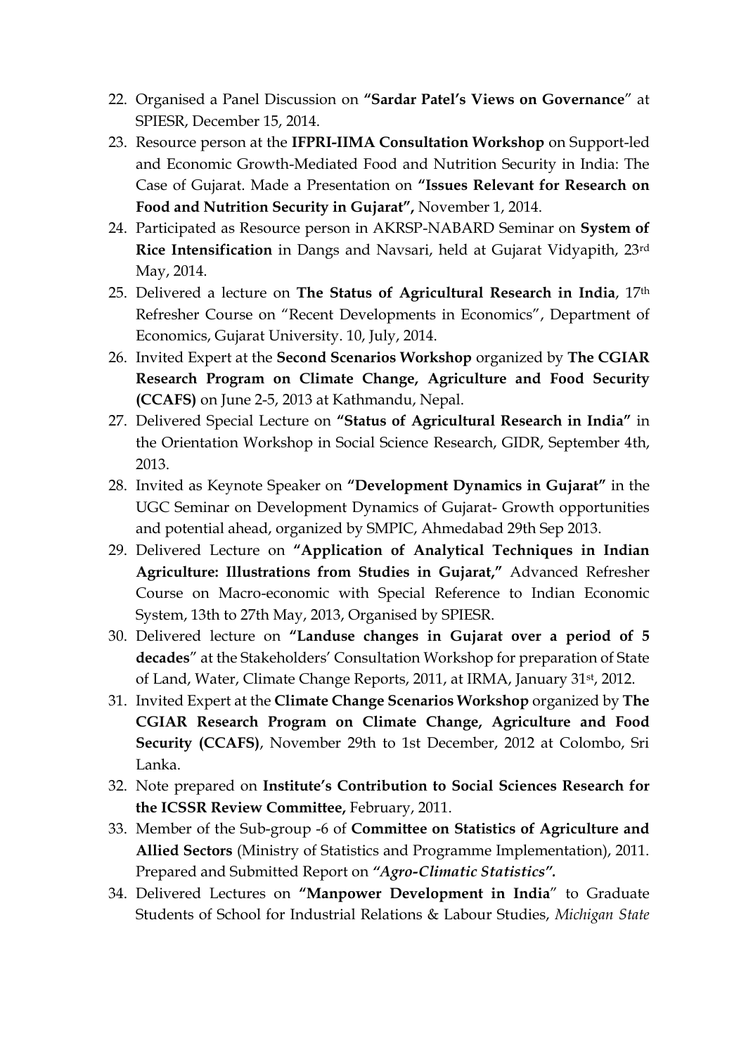22. Organised a Panel Discussion on **"Sardar Patel's Views on Governance**" at SPIESR, December 15, 2014.
23. Resource person at the **IFPRI-IIMA Consultation Workshop** on Support-led and Economic Growth-Mediated Food and Nutrition Security in India: The Case of Gujarat. Made a Presentation on **"Issues Relevant for Research on Food and Nutrition Security in Gujarat",** November 1, 2014.
24. Participated as Resource person in AKRSP-NABARD Seminar on **System of Rice Intensification** in Dangs and Navsari, held at Gujarat Vidyapith, 23rd May, 2014.
25. Delivered a lecture on **The Status of Agricultural Research in India**, 17th Refresher Course on "Recent Developments in Economics", Department of Economics, Gujarat University. 10, July, 2014.
26. Invited Expert at the **Second Scenarios Workshop** organized by **The CGIAR Research Program on Climate Change, Agriculture and Food Security (CCAFS)** on June 2-5, 2013 at Kathmandu, Nepal.
27. Delivered Special Lecture on **"Status of Agricultural Research in India"** in the Orientation Workshop in Social Science Research, GIDR, September 4th, 2013.
28. Invited as Keynote Speaker on **"Development Dynamics in Gujarat"** in the UGC Seminar on Development Dynamics of Gujarat- Growth opportunities and potential ahead, organized by SMPIC, Ahmedabad 29th Sep 2013.
29. Delivered Lecture on **"Application of Analytical Techniques in Indian Agriculture: Illustrations from Studies in Gujarat,"** Advanced Refresher Course on Macro-economic with Special Reference to Indian Economic System, 13th to 27th May, 2013, Organised by SPIESR.
30. Delivered lecture on **"Landuse changes in Gujarat over a period of 5 decades**" at the Stakeholders' Consultation Workshop for preparation of State of Land, Water, Climate Change Reports, 2011, at IRMA, January 31st, 2012.
31. Invited Expert at the **Climate Change Scenarios Workshop** organized by **The CGIAR Research Program on Climate Change, Agriculture and Food Security (CCAFS)**, November 29th to 1st December, 2012 at Colombo, Sri Lanka.
32. Note prepared on **Institute's Contribution to Social Sciences Research for the ICSSR Review Committee,** February, 2011.
33. Member of the Sub-group -6 of **Committee on Statistics of Agriculture and Allied Sectors** (Ministry of Statistics and Programme Implementation), 2011. Prepared and Submitted Report on ***"Agro-Climatic Statistics".***
34. Delivered Lectures on **"Manpower Development in India**" to Graduate Students of School for Industrial Relations & Labour Studies, *Michigan State*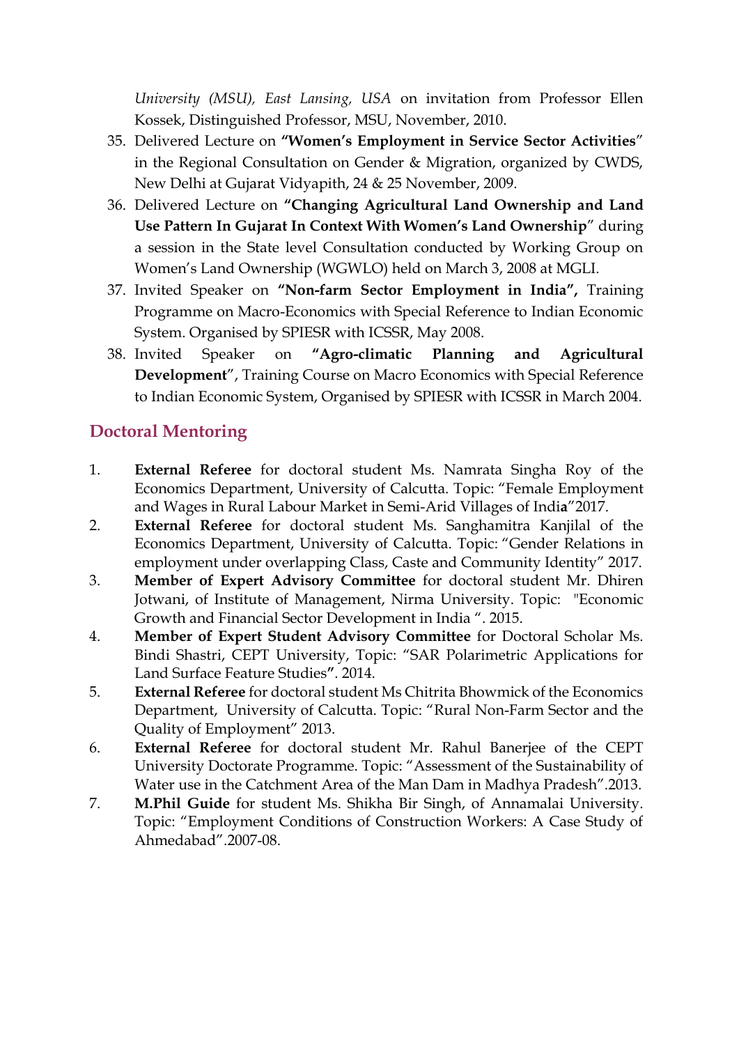*University (MSU), East Lansing, USA* on invitation from Professor Ellen Kossek, Distinguished Professor, MSU, November, 2010.

35. Delivered Lecture on **"Women's Employment in Service Sector Activities**" in the Regional Consultation on Gender & Migration, organized by CWDS, New Delhi at Gujarat Vidyapith, 24 & 25 November, 2009.
36. Delivered Lecture on **"Changing Agricultural Land Ownership and Land Use Pattern In Gujarat In Context With Women's Land Ownership**" during a session in the State level Consultation conducted by Working Group on Women's Land Ownership (WGWLO) held on March 3, 2008 at MGLI.
37. Invited Speaker on **"Non-farm Sector Employment in India",** Training Programme on Macro-Economics with Special Reference to Indian Economic System. Organised by SPIESR with ICSSR, May 2008.
38. Invited Speaker on **"Agro-climatic Planning and Agricultural Development**", Training Course on Macro Economics with Special Reference to Indian Economic System, Organised by SPIESR with ICSSR in March 2004.

## Doctoral Mentoring

1. **External Referee** for doctoral student Ms. Namrata Singha Roy of the Economics Department, University of Calcutta. Topic: "Female Employment and Wages in Rural Labour Market in Semi-Arid Villages of India"2017.
2. **External Referee** for doctoral student Ms. Sanghamitra Kanjilal of the Economics Department, University of Calcutta. Topic: "Gender Relations in employment under overlapping Class, Caste and Community Identity" 2017.
3. **Member of Expert Advisory Committee** for doctoral student Mr. Dhiren Jotwani, of Institute of Management, Nirma University. Topic: "Economic Growth and Financial Sector Development in India ". 2015.
4. **Member of Expert Student Advisory Committee** for Doctoral Scholar Ms. Bindi Shastri, CEPT University, Topic: "SAR Polarimetric Applications for Land Surface Feature Studies**"**. 2014.
5. **External Referee** for doctoral student Ms Chitrita Bhowmick of the Economics Department, University of Calcutta. Topic: "Rural Non-Farm Sector and the Quality of Employment" 2013.
6. **External Referee** for doctoral student Mr. Rahul Banerjee of the CEPT University Doctorate Programme. Topic: "Assessment of the Sustainability of Water use in the Catchment Area of the Man Dam in Madhya Pradesh".2013.
7. **M.Phil Guide** for student Ms. Shikha Bir Singh, of Annamalai University. Topic: "Employment Conditions of Construction Workers: A Case Study of Ahmedabad".2007-08.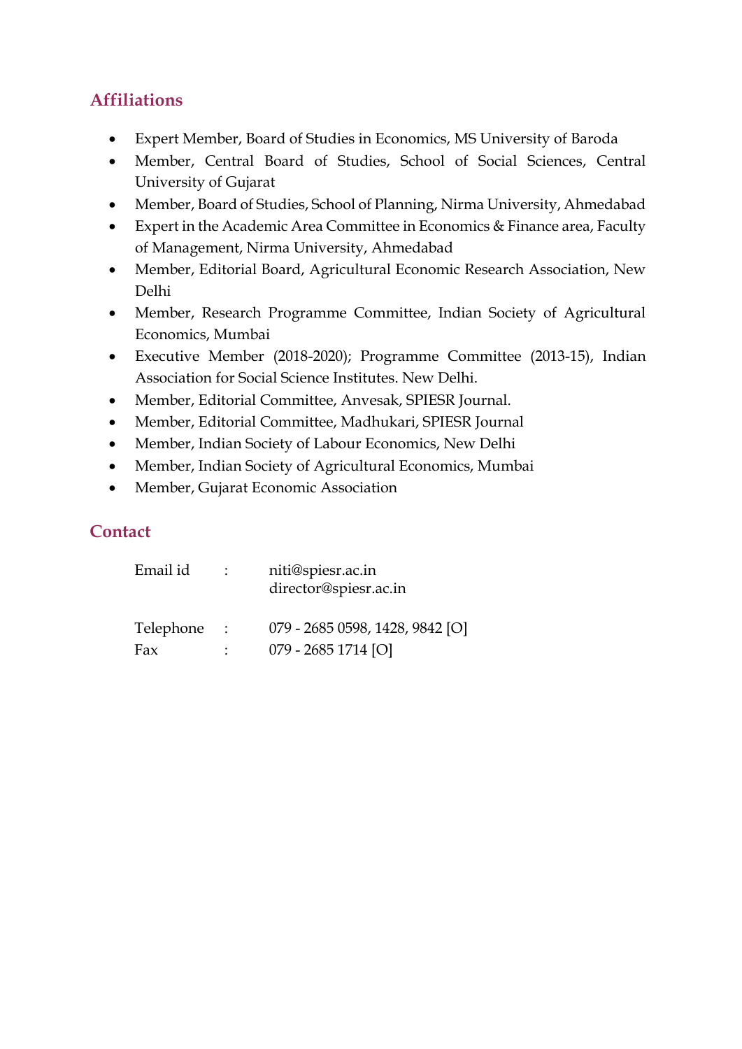## Affiliations

- Expert Member, Board of Studies in Economics, MS University of Baroda
- Member, Central Board of Studies, School of Social Sciences, Central University of Gujarat
- Member, Board of Studies, School of Planning, Nirma University, Ahmedabad
- Expert in the Academic Area Committee in Economics & Finance area, Faculty of Management, Nirma University, Ahmedabad
- Member, Editorial Board, Agricultural Economic Research Association, New Delhi
- Member, Research Programme Committee, Indian Society of Agricultural Economics, Mumbai
- Executive Member (2018-2020); Programme Committee (2013-15), Indian Association for Social Science Institutes. New Delhi.
- Member, Editorial Committee, Anvesak, SPIESR Journal.
- Member, Editorial Committee, Madhukari, SPIESR Journal
- Member, Indian Society of Labour Economics, New Delhi
- Member, Indian Society of Agricultural Economics, Mumbai
- Member, Gujarat Economic Association

## Contact

| | | |
|---|---|---|
| Email id | : | niti@spiesr.ac.in<br>director@spiesr.ac.in |
| Telephone | : | 079 - 2685 0598, 1428, 9842 [O] |
| Fax | : | 079 - 2685 1714 [O] |